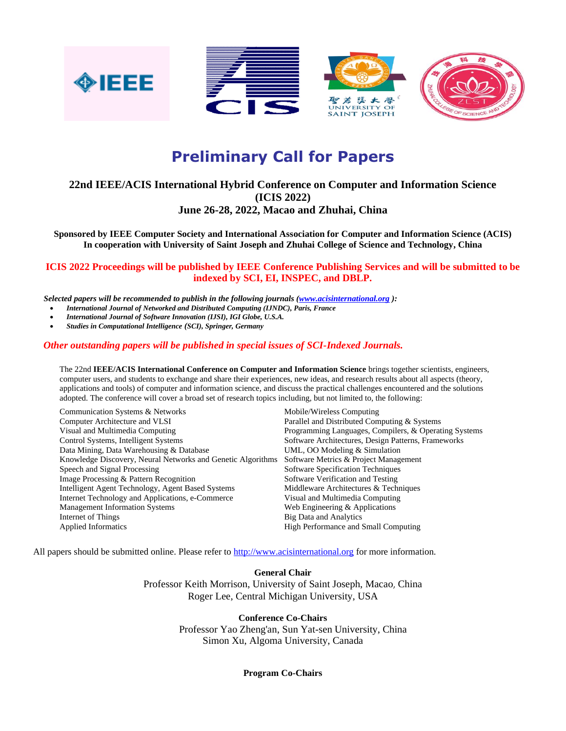# Preliminary Call for Papers

**22nd IEEE/ACIS International Hybrid Conference on Computer and Information Science (ICIS 2022)**
**June 26-28, 2022, Macao and Zhuhai, China**

**Sponsored by IEEE Computer Society and International Association for Computer and Information Science (ACIS)**
**In cooperation with University of Saint Joseph and Zhuhai College of Science and Technology, China**

**ICIS 2022 Proceedings will be published by IEEE Conference Publishing Services and will be submitted to be indexed by SCI, EI, INSPEC, and DBLP.**

***Selected papers will be recommended to publish in the following journals (www.acisinternational.org ):***

- ***International Journal of Networked and Distributed Computing (IJNDC), Paris, France***
- ***International Journal of Software Innovation (IJSI), IGI Globe, U.S.A.***
- ***Studies in Computational Intelligence (SCI), Springer, Germany***

*Other outstanding papers will be published in special issues of SCI-Indexed Journals.*

The 22nd **IEEE/ACIS International Conference on Computer and Information Science** brings together scientists, engineers, computer users, and students to exchange and share their experiences, new ideas, and research results about all aspects (theory, applications and tools) of computer and information science, and discuss the practical challenges encountered and the solutions adopted. The conference will cover a broad set of research topics including, but not limited to, the following:

Communication Systems & Networks
Computer Architecture and VLSI
Visual and Multimedia Computing
Control Systems, Intelligent Systems
Data Mining, Data Warehousing & Database
Knowledge Discovery, Neural Networks and Genetic Algorithms
Speech and Signal Processing
Image Processing & Pattern Recognition
Intelligent Agent Technology, Agent Based Systems
Internet Technology and Applications, e-Commerce
Management Information Systems
Internet of Things
Applied Informatics
Mobile/Wireless Computing
Parallel and Distributed Computing & Systems
Programming Languages, Compilers, & Operating Systems
Software Architectures, Design Patterns, Frameworks
UML, OO Modeling & Simulation
Software Metrics & Project Management
Software Specification Techniques
Software Verification and Testing
Middleware Architectures & Techniques
Visual and Multimedia Computing
Web Engineering & Applications
Big Data and Analytics
High Performance and Small Computing

All papers should be submitted online. Please refer to http://www.acisinternational.org for more information.

**General Chair**
Professor Keith Morrison, University of Saint Joseph, Macao, China
Roger Lee, Central Michigan University, USA

**Conference Co-Chairs**
Professor Yao Zheng'an, Sun Yat-sen University, China
Simon Xu, Algoma University, Canada

**Program Co-Chairs**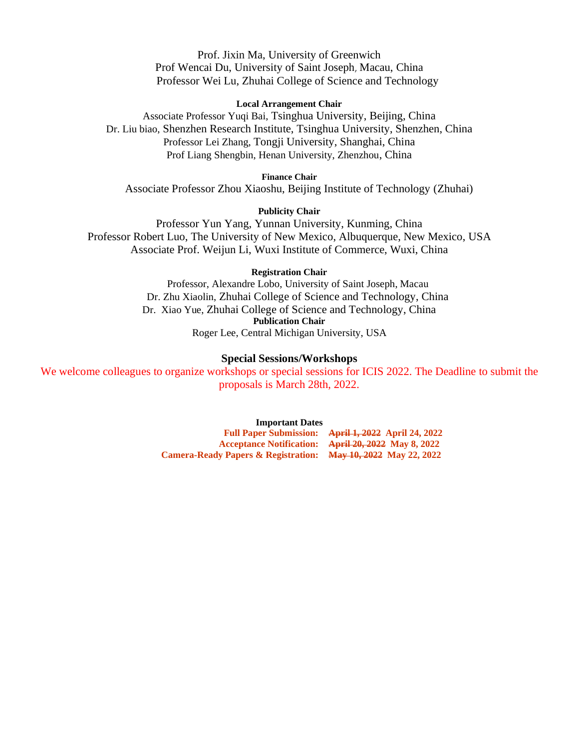Prof. Jixin Ma, University of Greenwich
Prof Wencai Du, University of Saint Joseph, Macau, China
Professor Wei Lu, Zhuhai College of Science and Technology

**Local Arrangement Chair**

Associate Professor Yuqi Bai, Tsinghua University, Beijing, China
Dr. Liu biao, Shenzhen Research Institute, Tsinghua University, Shenzhen, China
Professor Lei Zhang, Tongji University, Shanghai, China
Prof Liang Shengbin, Henan University, Zhenzhou, China

**Finance Chair**

Associate Professor Zhou Xiaoshu, Beijing Institute of Technology (Zhuhai)

**Publicity Chair**

Professor Yun Yang, Yunnan University, Kunming, China
Professor Robert Luo, The University of New Mexico, Albuquerque, New Mexico, USA
Associate Prof. Weijun Li, Wuxi Institute of Commerce, Wuxi, China

**Registration Chair**

Professor, Alexandre Lobo, University of Saint Joseph, Macau
Dr. Zhu Xiaolin, Zhuhai College of Science and Technology, China
Dr. Xiao Yue, Zhuhai College of Science and Technology, China

**Publication Chair**

Roger Lee, Central Michigan University, USA

## Special Sessions/Workshops

We welcome colleagues to organize workshops or special sessions for ICIS 2022. The Deadline to submit the proposals is March 28th, 2022.

**Important Dates**

**Full Paper Submission:** ~~April 1, 2022~~ **April 24, 2022**
**Acceptance Notification:** ~~April 20, 2022~~ **May 8, 2022**
**Camera-Ready Papers & Registration:** ~~May 10, 2022~~ **May 22, 2022**